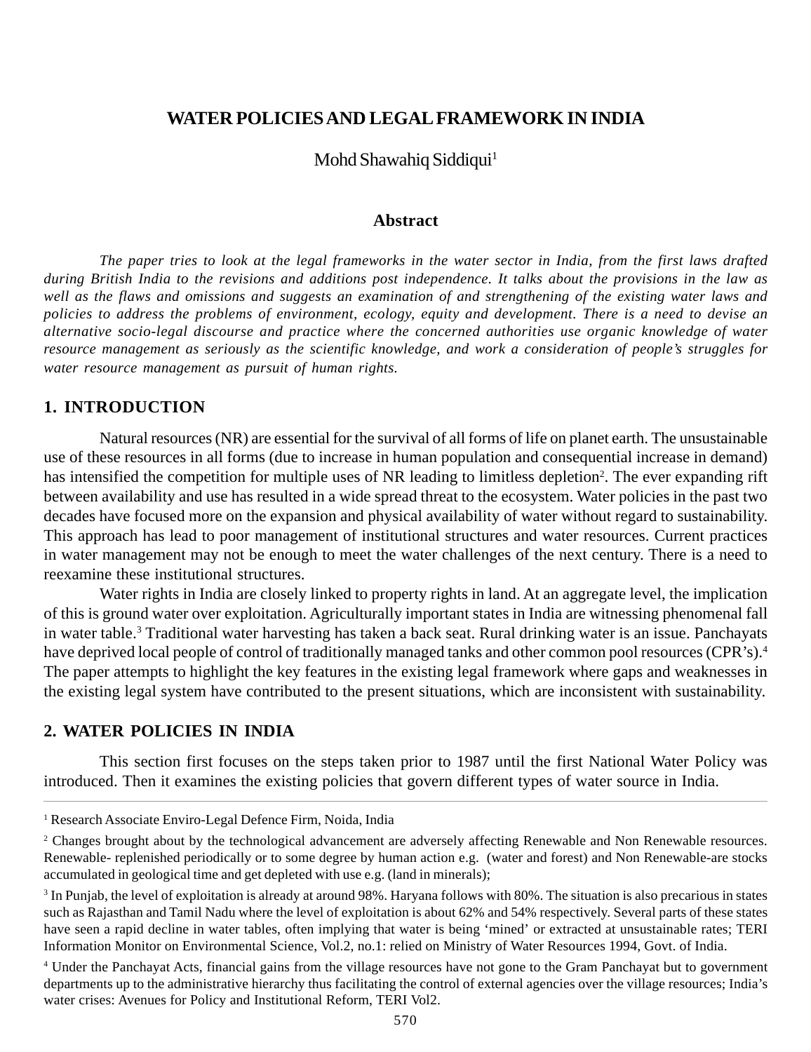# WATER POLICIES AND LEGAL FRAMEWORK IN INDIA

Mohd Shawahiq Siddiqui[1]

## Abstract

*The paper tries to look at the legal frameworks in the water sector in India, from the first laws drafted during British India to the revisions and additions post independence. It talks about the provisions in the law as well as the flaws and omissions and suggests an examination of and strengthening of the existing water laws and policies to address the problems of environment, ecology, equity and development. There is a need to devise an alternative socio-legal discourse and practice where the concerned authorities use organic knowledge of water resource management as seriously as the scientific knowledge, and work a consideration of people's struggles for water resource management as pursuit of human rights.*

## 1. INTRODUCTION

Natural resources (NR) are essential for the survival of all forms of life on planet earth. The unsustainable use of these resources in all forms (due to increase in human population and consequential increase in demand) has intensified the competition for multiple uses of NR leading to limitless depletion[2]. The ever expanding rift between availability and use has resulted in a wide spread threat to the ecosystem. Water policies in the past two decades have focused more on the expansion and physical availability of water without regard to sustainability. This approach has lead to poor management of institutional structures and water resources. Current practices in water management may not be enough to meet the water challenges of the next century. There is a need to reexamine these institutional structures.

Water rights in India are closely linked to property rights in land. At an aggregate level, the implication of this is ground water over exploitation. Agriculturally important states in India are witnessing phenomenal fall in water table.[3] Traditional water harvesting has taken a back seat. Rural drinking water is an issue. Panchayats have deprived local people of control of traditionally managed tanks and other common pool resources (CPR's).[4] The paper attempts to highlight the key features in the existing legal framework where gaps and weaknesses in the existing legal system have contributed to the present situations, which are inconsistent with sustainability.

## 2. WATER POLICIES IN INDIA

This section first focuses on the steps taken prior to 1987 until the first National Water Policy was introduced. Then it examines the existing policies that govern different types of water source in India.

---

[1] Research Associate Enviro-Legal Defence Firm, Noida, India

[2] Changes brought about by the technological advancement are adversely affecting Renewable and Non Renewable resources. Renewable- replenished periodically or to some degree by human action e.g. (water and forest) and Non Renewable-are stocks accumulated in geological time and get depleted with use e.g. (land in minerals);

[3] In Punjab, the level of exploitation is already at around 98%. Haryana follows with 80%. The situation is also precarious in states such as Rajasthan and Tamil Nadu where the level of exploitation is about 62% and 54% respectively. Several parts of these states have seen a rapid decline in water tables, often implying that water is being 'mined' or extracted at unsustainable rates; TERI Information Monitor on Environmental Science, Vol.2, no.1: relied on Ministry of Water Resources 1994, Govt. of India.

[4] Under the Panchayat Acts, financial gains from the village resources have not gone to the Gram Panchayat but to government departments up to the administrative hierarchy thus facilitating the control of external agencies over the village resources; India's water crises: Avenues for Policy and Institutional Reform, TERI Vol2.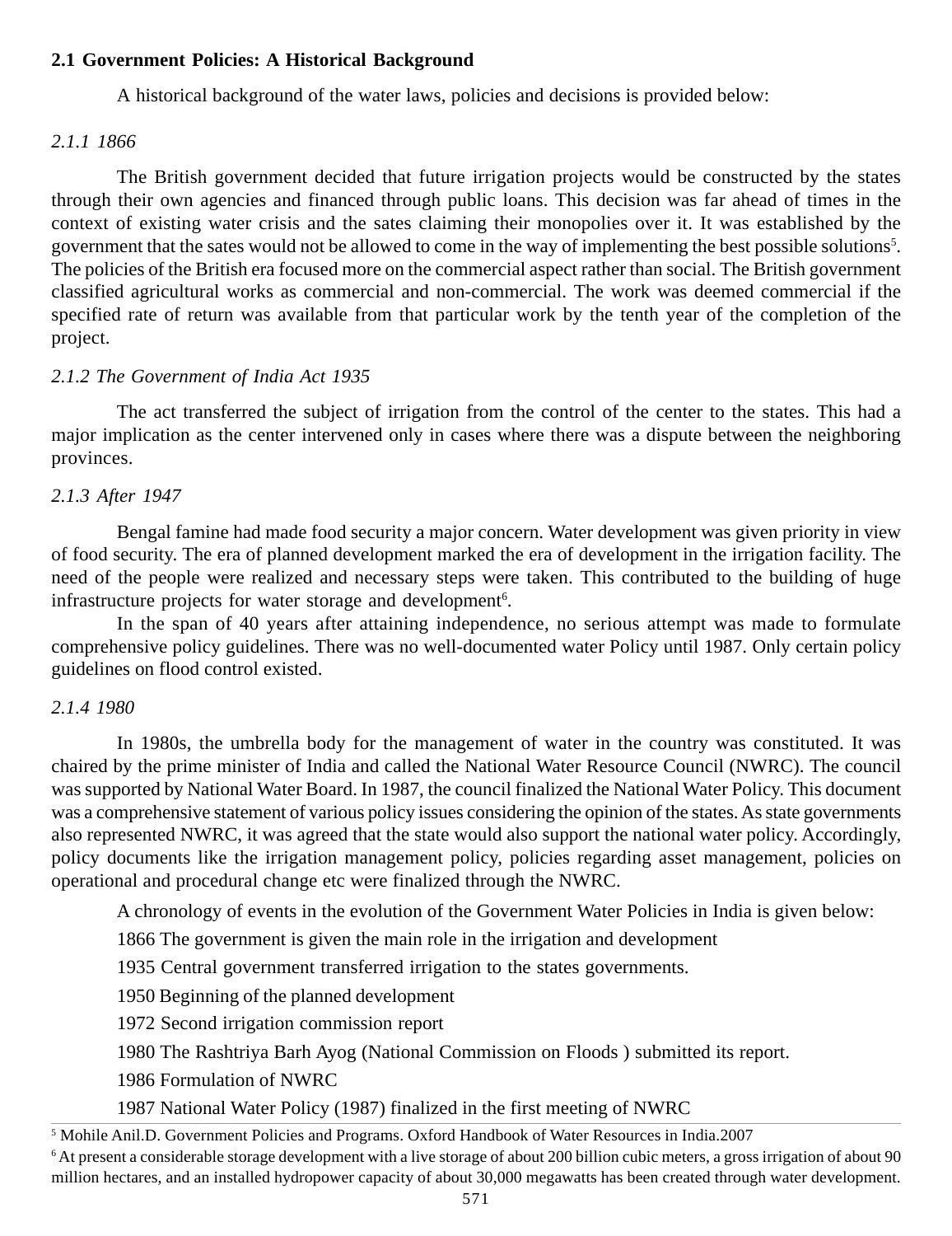## 2.1 Government Policies: A Historical Background

A historical background of the water laws, policies and decisions is provided below:

### *2.1.1 1866*

The British government decided that future irrigation projects would be constructed by the states through their own agencies and financed through public loans. This decision was far ahead of times in the context of existing water crisis and the sates claiming their monopolies over it. It was established by the government that the sates would not be allowed to come in the way of implementing the best possible solutions[5]. The policies of the British era focused more on the commercial aspect rather than social. The British government classified agricultural works as commercial and non-commercial. The work was deemed commercial if the specified rate of return was available from that particular work by the tenth year of the completion of the project.

### *2.1.2 The Government of India Act 1935*

The act transferred the subject of irrigation from the control of the center to the states. This had a major implication as the center intervened only in cases where there was a dispute between the neighboring provinces.

### *2.1.3 After 1947*

Bengal famine had made food security a major concern. Water development was given priority in view of food security. The era of planned development marked the era of development in the irrigation facility. The need of the people were realized and necessary steps were taken. This contributed to the building of huge infrastructure projects for water storage and development[6].

In the span of 40 years after attaining independence, no serious attempt was made to formulate comprehensive policy guidelines. There was no well-documented water Policy until 1987. Only certain policy guidelines on flood control existed.

### *2.1.4 1980*

In 1980s, the umbrella body for the management of water in the country was constituted. It was chaired by the prime minister of India and called the National Water Resource Council (NWRC). The council was supported by National Water Board. In 1987, the council finalized the National Water Policy. This document was a comprehensive statement of various policy issues considering the opinion of the states. As state governments also represented NWRC, it was agreed that the state would also support the national water policy. Accordingly, policy documents like the irrigation management policy, policies regarding asset management, policies on operational and procedural change etc were finalized through the NWRC.

A chronology of events in the evolution of the Government Water Policies in India is given below:

1866 The government is given the main role in the irrigation and development

1935 Central government transferred irrigation to the states governments.

1950 Beginning of the planned development

1972 Second irrigation commission report

1980 The Rashtriya Barh Ayog (National Commission on Floods ) submitted its report.

1986 Formulation of NWRC

1987 National Water Policy (1987) finalized in the first meeting of NWRC

---

[5] Mohile Anil.D. Government Policies and Programs. Oxford Handbook of Water Resources in India.2007

[6] At present a considerable storage development with a live storage of about 200 billion cubic meters, a gross irrigation of about 90 million hectares, and an installed hydropower capacity of about 30,000 megawatts has been created through water development.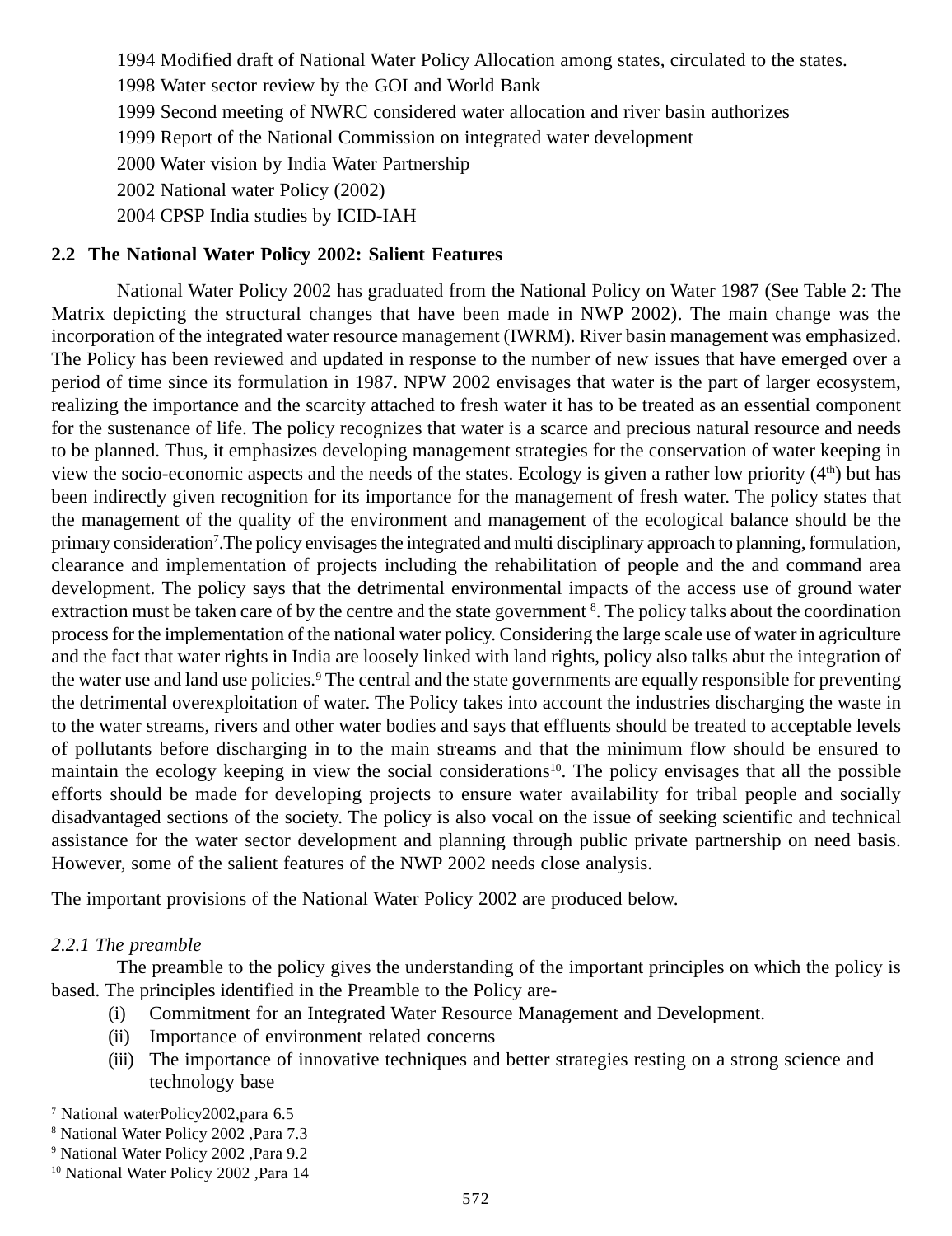1994 Modified draft of National Water Policy Allocation among states, circulated to the states.

1998 Water sector review by the GOI and World Bank

1999 Second meeting of NWRC considered water allocation and river basin authorizes

1999 Report of the National Commission on integrated water development

2000 Water vision by India Water Partnership

2002 National water Policy (2002)

2004 CPSP India studies by ICID-IAH

## 2.2 The National Water Policy 2002: Salient Features

National Water Policy 2002 has graduated from the National Policy on Water 1987 (See Table 2: The Matrix depicting the structural changes that have been made in NWP 2002). The main change was the incorporation of the integrated water resource management (IWRM). River basin management was emphasized. The Policy has been reviewed and updated in response to the number of new issues that have emerged over a period of time since its formulation in 1987. NPW 2002 envisages that water is the part of larger ecosystem, realizing the importance and the scarcity attached to fresh water it has to be treated as an essential component for the sustenance of life. The policy recognizes that water is a scarce and precious natural resource and needs to be planned. Thus, it emphasizes developing management strategies for the conservation of water keeping in view the socio-economic aspects and the needs of the states. Ecology is given a rather low priority (4th) but has been indirectly given recognition for its importance for the management of fresh water. The policy states that the management of the quality of the environment and management of the ecological balance should be the primary consideration[7].The policy envisages the integrated and multi disciplinary approach to planning, formulation, clearance and implementation of projects including the rehabilitation of people and the and command area development. The policy says that the detrimental environmental impacts of the access use of ground water extraction must be taken care of by the centre and the state government [8]. The policy talks about the coordination process for the implementation of the national water policy. Considering the large scale use of water in agriculture and the fact that water rights in India are loosely linked with land rights, policy also talks abut the integration of the water use and land use policies.[9] The central and the state governments are equally responsible for preventing the detrimental overexploitation of water. The Policy takes into account the industries discharging the waste in to the water streams, rivers and other water bodies and says that effluents should be treated to acceptable levels of pollutants before discharging in to the main streams and that the minimum flow should be ensured to maintain the ecology keeping in view the social considerations[10]. The policy envisages that all the possible efforts should be made for developing projects to ensure water availability for tribal people and socially disadvantaged sections of the society. The policy is also vocal on the issue of seeking scientific and technical assistance for the water sector development and planning through public private partnership on need basis. However, some of the salient features of the NWP 2002 needs close analysis.

The important provisions of the National Water Policy 2002 are produced below.

*2.2.1 The preamble*

The preamble to the policy gives the understanding of the important principles on which the policy is based. The principles identified in the Preamble to the Policy are-

(i) Commitment for an Integrated Water Resource Management and Development.

(ii) Importance of environment related concerns

(iii) The importance of innovative techniques and better strategies resting on a strong science and technology base

---

[7] National waterPolicy2002,para 6.5

[8] National Water Policy 2002 ,Para 7.3

[9] National Water Policy 2002 ,Para 9.2

[10] National Water Policy 2002 ,Para 14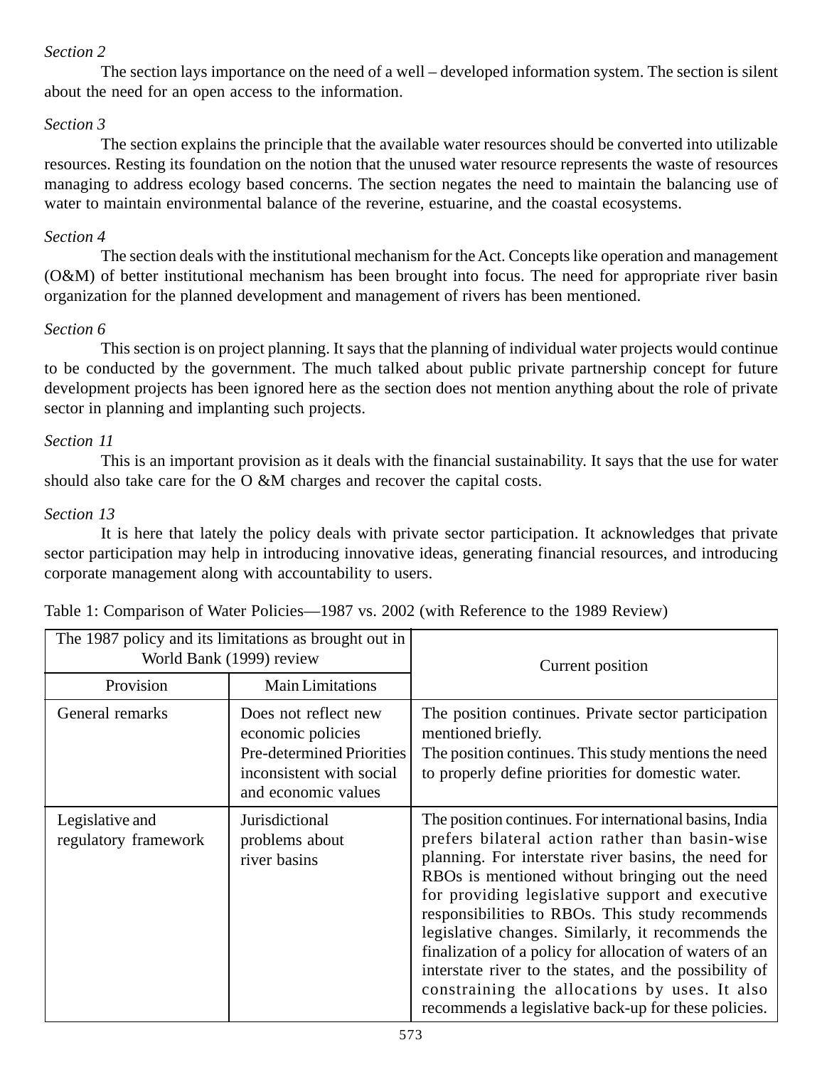*Section 2*

The section lays importance on the need of a well – developed information system. The section is silent about the need for an open access to the information.

*Section 3*

The section explains the principle that the available water resources should be converted into utilizable resources. Resting its foundation on the notion that the unused water resource represents the waste of resources managing to address ecology based concerns. The section negates the need to maintain the balancing use of water to maintain environmental balance of the reverine, estuarine, and the coastal ecosystems.

*Section 4*

The section deals with the institutional mechanism for the Act. Concepts like operation and management (O&M) of better institutional mechanism has been brought into focus. The need for appropriate river basin organization for the planned development and management of rivers has been mentioned.

*Section 6*

This section is on project planning. It says that the planning of individual water projects would continue to be conducted by the government. The much talked about public private partnership concept for future development projects has been ignored here as the section does not mention anything about the role of private sector in planning and implanting such projects.

*Section 11*

This is an important provision as it deals with the financial sustainability. It says that the use for water should also take care for the O &M charges and recover the capital costs.

*Section 13*

It is here that lately the policy deals with private sector participation. It acknowledges that private sector participation may help in introducing innovative ideas, generating financial resources, and introducing corporate management along with accountability to users.

Table 1: Comparison of Water Policies—1987 vs. 2002 (with Reference to the 1989 Review)

| The 1987 policy and its limitations as brought out in World Bank (1999) review | | Current position |
|---|---|---|
| Provision | Main Limitations | |
| General remarks | Does not reflect new economic policies<br>Pre-determined Priorities inconsistent with social and economic values | The position continues. Private sector participation mentioned briefly.<br>The position continues. This study mentions the need to properly define priorities for domestic water. |
| Legislative and regulatory framework | Jurisdictional problems about river basins | The position continues. For international basins, India prefers bilateral action rather than basin-wise planning. For interstate river basins, the need for RBOs is mentioned without bringing out the need for providing legislative support and executive responsibilities to RBOs. This study recommends legislative changes. Similarly, it recommends the finalization of a policy for allocation of waters of an interstate river to the states, and the possibility of constraining the allocations by uses. It also recommends a legislative back-up for these policies. |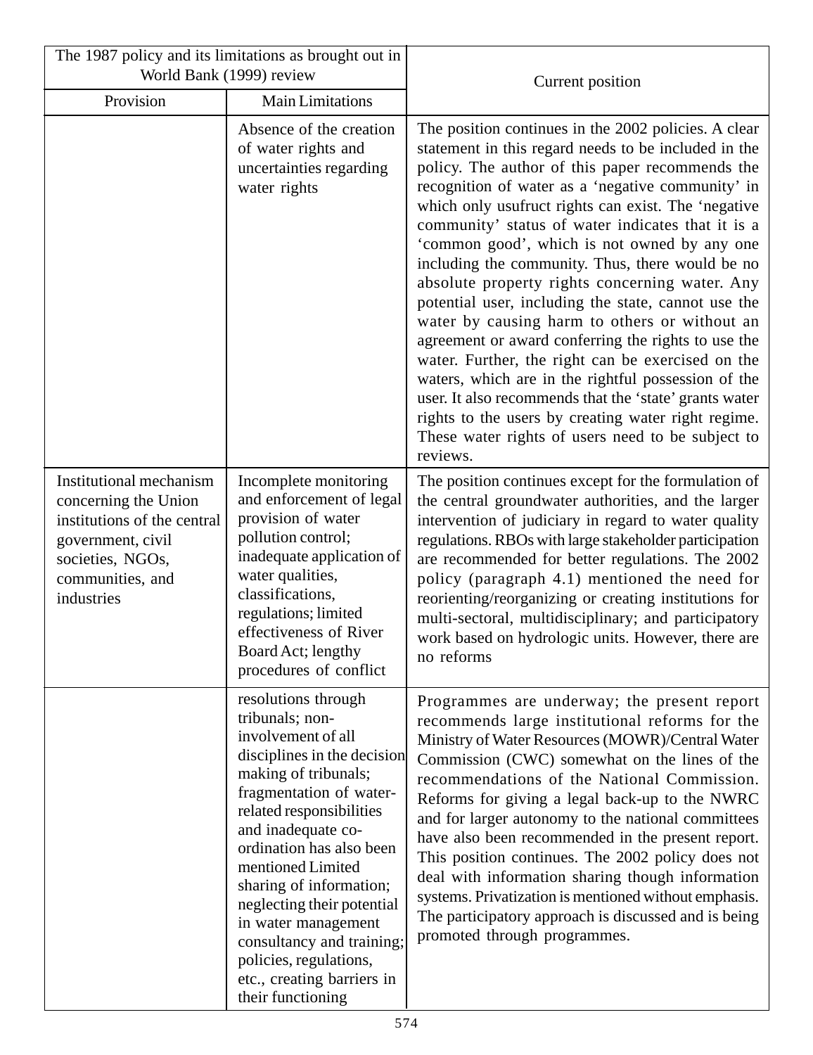| The 1987 policy and its limitations as brought out in World Bank (1999) review | | Current position |
|---|---|---|
| Provision | Main Limitations | |
| | Absence of the creation of water rights and uncertainties regarding water rights | The position continues in the 2002 policies. A clear statement in this regard needs to be included in the policy. The author of this paper recommends the recognition of water as a 'negative community' in which only usufruct rights can exist. The 'negative community' status of water indicates that it is a 'common good', which is not owned by any one including the community. Thus, there would be no absolute property rights concerning water. Any potential user, including the state, cannot use the water by causing harm to others or without an agreement or award conferring the rights to use the water. Further, the right can be exercised on the waters, which are in the rightful possession of the user. It also recommends that the 'state' grants water rights to the users by creating water right regime. These water rights of users need to be subject to reviews. |
| Institutional mechanism concerning the Union institutions of the central government, civil societies, NGOs, communities, and industries | Incomplete monitoring and enforcement of legal provision of water pollution control; inadequate application of water qualities, classifications, regulations; limited effectiveness of River Board Act; lengthy procedures of conflict | The position continues except for the formulation of the central groundwater authorities, and the larger intervention of judiciary in regard to water quality regulations. RBOs with large stakeholder participation are recommended for better regulations. The 2002 policy (paragraph 4.1) mentioned the need for reorienting/reorganizing or creating institutions for multi-sectoral, multidisciplinary; and participatory work based on hydrologic units. However, there are no reforms |
| | resolutions through tribunals; non-involvement of all disciplines in the decision making of tribunals; fragmentation of water-related responsibilities and inadequate co-ordination has also been mentioned Limited sharing of information; neglecting their potential in water management consultancy and training; policies, regulations, etc., creating barriers in their functioning | Programmes are underway; the present report recommends large institutional reforms for the Ministry of Water Resources (MOWR)/Central Water Commission (CWC) somewhat on the lines of the recommendations of the National Commission. Reforms for giving a legal back-up to the NWRC and for larger autonomy to the national committees have also been recommended in the present report. This position continues. The 2002 policy does not deal with information sharing though information systems. Privatization is mentioned without emphasis. The participatory approach is discussed and is being promoted through programmes. |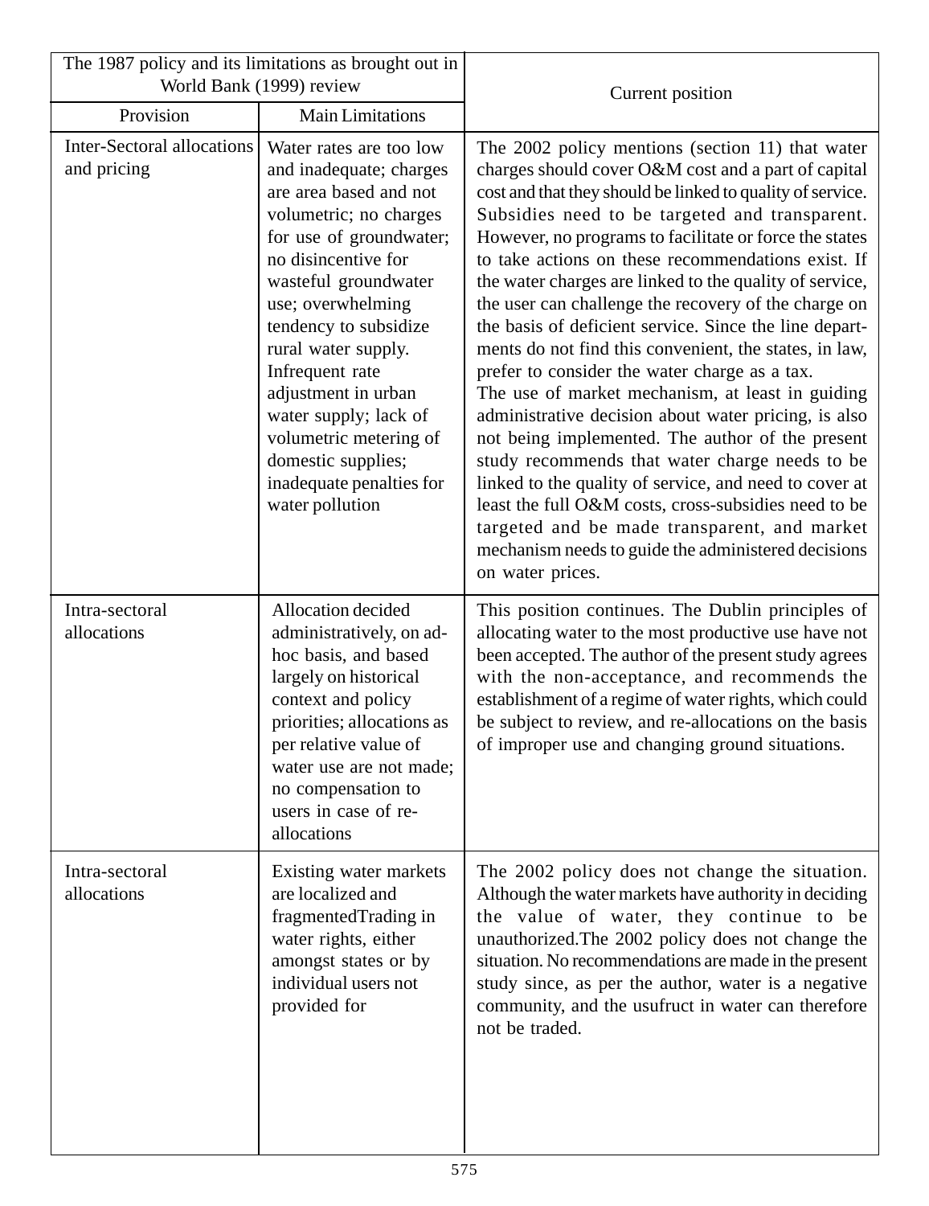| The 1987 policy and its limitations as brought out in World Bank (1999) review | | Current position |
|---|---|---|
| Provision | Main Limitations | |
| Inter-Sectoral allocations and pricing | Water rates are too low and inadequate; charges are area based and not volumetric; no charges for use of groundwater; no disincentive for wasteful groundwater use; overwhelming tendency to subsidize rural water supply. Infrequent rate adjustment in urban water supply; lack of volumetric metering of domestic supplies; inadequate penalties for water pollution | The 2002 policy mentions (section 11) that water charges should cover O&M cost and a part of capital cost and that they should be linked to quality of service. Subsidies need to be targeted and transparent. However, no programs to facilitate or force the states to take actions on these recommendations exist. If the water charges are linked to the quality of service, the user can challenge the recovery of the charge on the basis of deficient service. Since the line departments do not find this convenient, the states, in law, prefer to consider the water charge as a tax. The use of market mechanism, at least in guiding administrative decision about water pricing, is also not being implemented. The author of the present study recommends that water charge needs to be linked to the quality of service, and need to cover at least the full O&M costs, cross-subsidies need to be targeted and be made transparent, and market mechanism needs to guide the administered decisions on water prices. |
| Intra-sectoral allocations | Allocation decided administratively, on ad-hoc basis, and based largely on historical context and policy priorities; allocations as per relative value of water use are not made; no compensation to users in case of re-allocations | This position continues. The Dublin principles of allocating water to the most productive use have not been accepted. The author of the present study agrees with the non-acceptance, and recommends the establishment of a regime of water rights, which could be subject to review, and re-allocations on the basis of improper use and changing ground situations. |
| Intra-sectoral allocations | Existing water markets are localized and fragmentedTrading in water rights, either amongst states or by individual users not provided for | The 2002 policy does not change the situation. Although the water markets have authority in deciding the value of water, they continue to be unauthorized.The 2002 policy does not change the situation. No recommendations are made in the present study since, as per the author, water is a negative community, and the usufruct in water can therefore not be traded. |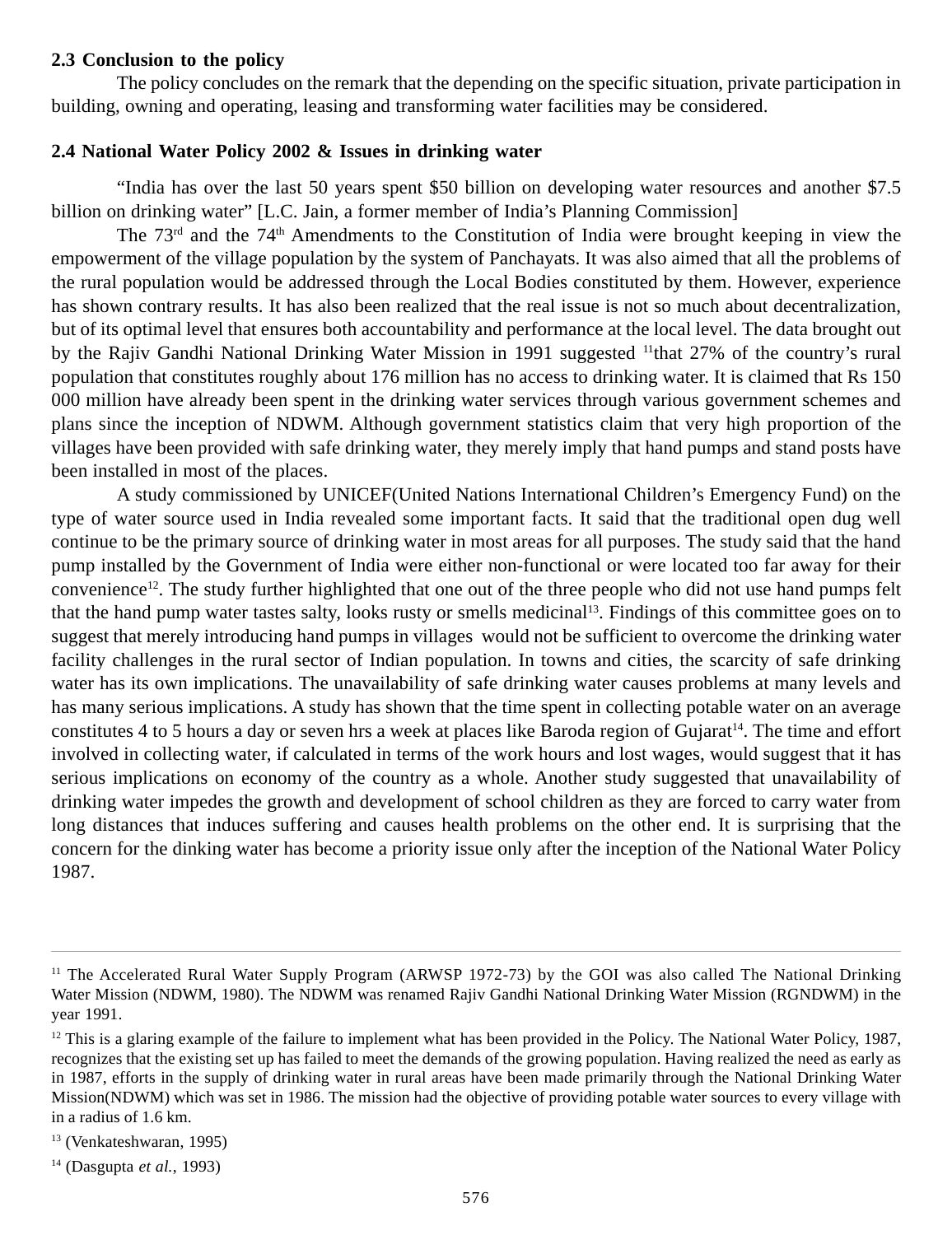**2.3 Conclusion to the policy**

The policy concludes on the remark that the depending on the specific situation, private participation in building, owning and operating, leasing and transforming water facilities may be considered.

**2.4 National Water Policy 2002 & Issues in drinking water**

"India has over the last 50 years spent $50 billion on developing water resources and another $7.5 billion on drinking water" [L.C. Jain, a former member of India's Planning Commission]

The 73rd and the 74th Amendments to the Constitution of India were brought keeping in view the empowerment of the village population by the system of Panchayats. It was also aimed that all the problems of the rural population would be addressed through the Local Bodies constituted by them. However, experience has shown contrary results. It has also been realized that the real issue is not so much about decentralization, but of its optimal level that ensures both accountability and performance at the local level. The data brought out by the Rajiv Gandhi National Drinking Water Mission in 1991 suggested [11]that 27% of the country's rural population that constitutes roughly about 176 million has no access to drinking water. It is claimed that Rs 150 000 million have already been spent in the drinking water services through various government schemes and plans since the inception of NDWM. Although government statistics claim that very high proportion of the villages have been provided with safe drinking water, they merely imply that hand pumps and stand posts have been installed in most of the places.

A study commissioned by UNICEF(United Nations International Children's Emergency Fund) on the type of water source used in India revealed some important facts. It said that the traditional open dug well continue to be the primary source of drinking water in most areas for all purposes. The study said that the hand pump installed by the Government of India were either non-functional or were located too far away for their convenience[12]. The study further highlighted that one out of the three people who did not use hand pumps felt that the hand pump water tastes salty, looks rusty or smells medicinal[13]. Findings of this committee goes on to suggest that merely introducing hand pumps in villages would not be sufficient to overcome the drinking water facility challenges in the rural sector of Indian population. In towns and cities, the scarcity of safe drinking water has its own implications. The unavailability of safe drinking water causes problems at many levels and has many serious implications. A study has shown that the time spent in collecting potable water on an average constitutes 4 to 5 hours a day or seven hrs a week at places like Baroda region of Gujarat[14]. The time and effort involved in collecting water, if calculated in terms of the work hours and lost wages, would suggest that it has serious implications on economy of the country as a whole. Another study suggested that unavailability of drinking water impedes the growth and development of school children as they are forced to carry water from long distances that induces suffering and causes health problems on the other end. It is surprising that the concern for the dinking water has become a priority issue only after the inception of the National Water Policy 1987.

---

[11] The Accelerated Rural Water Supply Program (ARWSP 1972-73) by the GOI was also called The National Drinking Water Mission (NDWM, 1980). The NDWM was renamed Rajiv Gandhi National Drinking Water Mission (RGNDWM) in the year 1991.

[12] This is a glaring example of the failure to implement what has been provided in the Policy. The National Water Policy, 1987, recognizes that the existing set up has failed to meet the demands of the growing population. Having realized the need as early as in 1987, efforts in the supply of drinking water in rural areas have been made primarily through the National Drinking Water Mission(NDWM) which was set in 1986. The mission had the objective of providing potable water sources to every village with in a radius of 1.6 km.

[13] (Venkateshwaran, 1995)

[14] (Dasgupta *et al.*, 1993)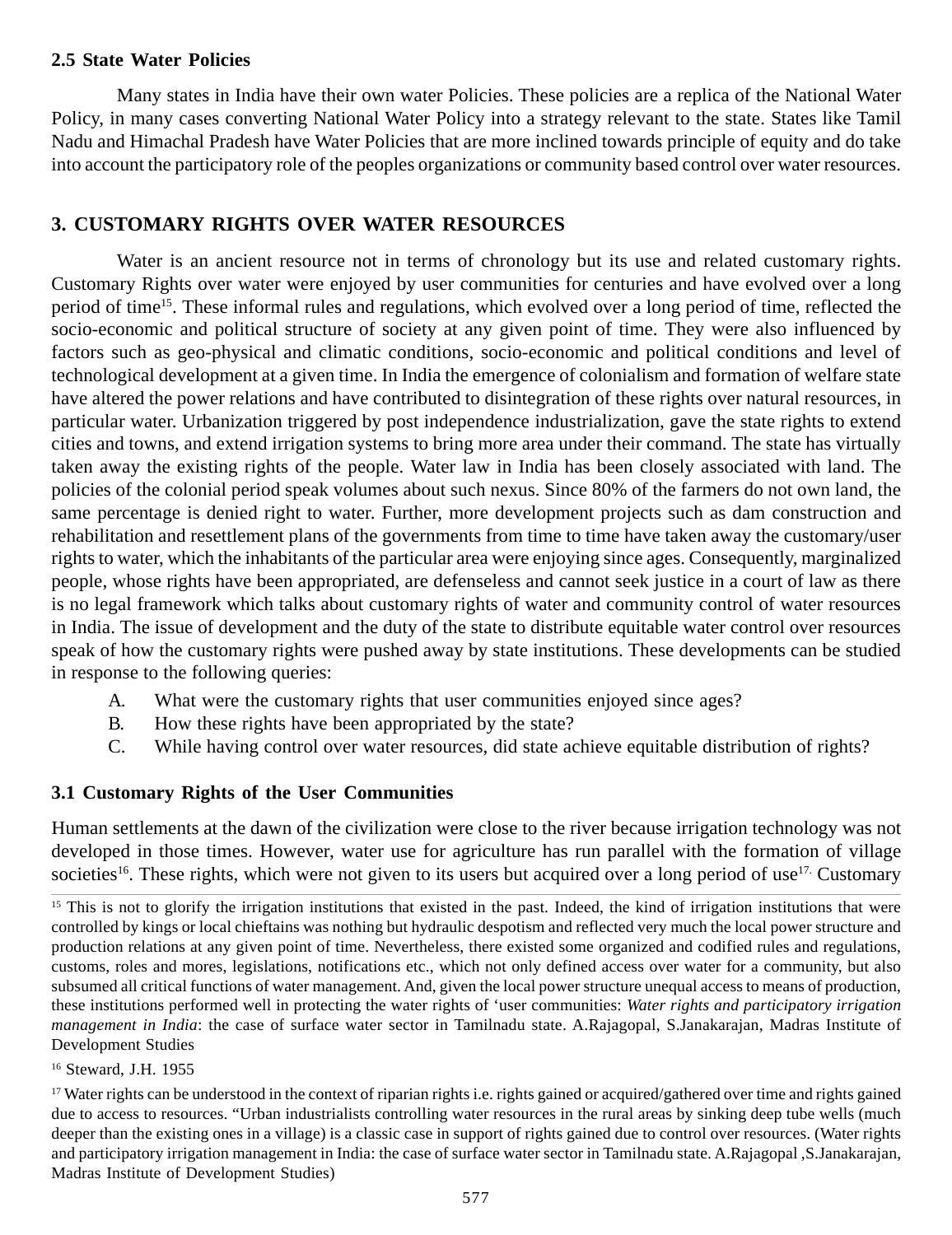### 2.5 State Water Policies

Many states in India have their own water Policies. These policies are a replica of the National Water Policy, in many cases converting National Water Policy into a strategy relevant to the state. States like Tamil Nadu and Himachal Pradesh have Water Policies that are more inclined towards principle of equity and do take into account the participatory role of the peoples organizations or community based control over water resources.

## 3. CUSTOMARY RIGHTS OVER WATER RESOURCES

Water is an ancient resource not in terms of chronology but its use and related customary rights. Customary Rights over water were enjoyed by user communities for centuries and have evolved over a long period of time[15]. These informal rules and regulations, which evolved over a long period of time, reflected the socio-economic and political structure of society at any given point of time. They were also influenced by factors such as geo-physical and climatic conditions, socio-economic and political conditions and level of technological development at a given time. In India the emergence of colonialism and formation of welfare state have altered the power relations and have contributed to disintegration of these rights over natural resources, in particular water. Urbanization triggered by post independence industrialization, gave the state rights to extend cities and towns, and extend irrigation systems to bring more area under their command. The state has virtually taken away the existing rights of the people. Water law in India has been closely associated with land. The policies of the colonial period speak volumes about such nexus. Since 80% of the farmers do not own land, the same percentage is denied right to water. Further, more development projects such as dam construction and rehabilitation and resettlement plans of the governments from time to time have taken away the customary/user rights to water, which the inhabitants of the particular area were enjoying since ages. Consequently, marginalized people, whose rights have been appropriated, are defenseless and cannot seek justice in a court of law as there is no legal framework which talks about customary rights of water and community control of water resources in India. The issue of development and the duty of the state to distribute equitable water control over resources speak of how the customary rights were pushed away by state institutions. These developments can be studied in response to the following queries:

A. What were the customary rights that user communities enjoyed since ages?
B. How these rights have been appropriated by the state?
C. While having control over water resources, did state achieve equitable distribution of rights?

### 3.1 Customary Rights of the User Communities

Human settlements at the dawn of the civilization were close to the river because irrigation technology was not developed in those times. However, water use for agriculture has run parallel with the formation of village societies[16]. These rights, which were not given to its users but acquired over a long period of use[17]. Customary

---

[15] This is not to glorify the irrigation institutions that existed in the past. Indeed, the kind of irrigation institutions that were controlled by kings or local chieftains was nothing but hydraulic despotism and reflected very much the local power structure and production relations at any given point of time. Nevertheless, there existed some organized and codified rules and regulations, customs, roles and mores, legislations, notifications etc., which not only defined access over water for a community, but also subsumed all critical functions of water management. And, given the local power structure unequal access to means of production, these institutions performed well in protecting the water rights of 'user communities: *Water rights and participatory irrigation management in India*: the case of surface water sector in Tamilnadu state. A.Rajagopal, S.Janakarajan, Madras Institute of Development Studies

[16] Steward, J.H. 1955

[17] Water rights can be understood in the context of riparian rights i.e. rights gained or acquired/gathered over time and rights gained due to access to resources. "Urban industrialists controlling water resources in the rural areas by sinking deep tube wells (much deeper than the existing ones in a village) is a classic case in support of rights gained due to control over resources. (Water rights and participatory irrigation management in India: the case of surface water sector in Tamilnadu state. A.Rajagopal ,S.Janakarajan, Madras Institute of Development Studies)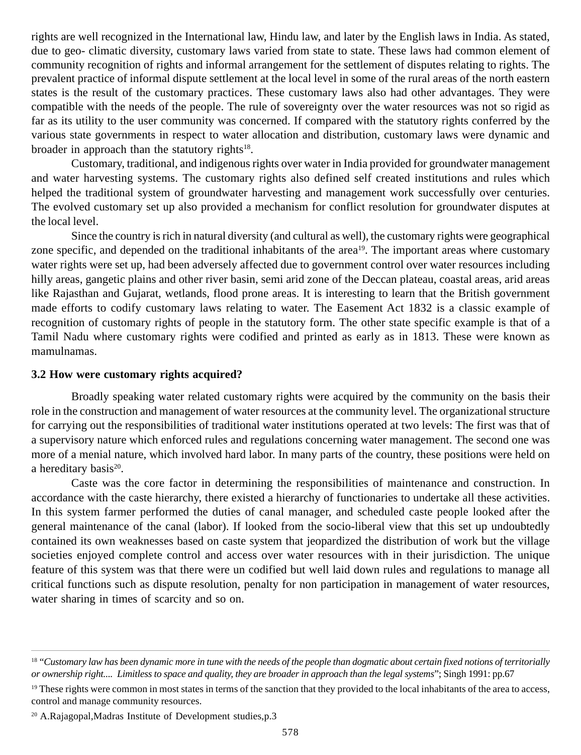rights are well recognized in the International law, Hindu law, and later by the English laws in India. As stated, due to geo- climatic diversity, customary laws varied from state to state. These laws had common element of community recognition of rights and informal arrangement for the settlement of disputes relating to rights. The prevalent practice of informal dispute settlement at the local level in some of the rural areas of the north eastern states is the result of the customary practices. These customary laws also had other advantages. They were compatible with the needs of the people. The rule of sovereignty over the water resources was not so rigid as far as its utility to the user community was concerned. If compared with the statutory rights conferred by the various state governments in respect to water allocation and distribution, customary laws were dynamic and broader in approach than the statutory rights[18].

Customary, traditional, and indigenous rights over water in India provided for groundwater management and water harvesting systems. The customary rights also defined self created institutions and rules which helped the traditional system of groundwater harvesting and management work successfully over centuries. The evolved customary set up also provided a mechanism for conflict resolution for groundwater disputes at the local level.

Since the country is rich in natural diversity (and cultural as well), the customary rights were geographical zone specific, and depended on the traditional inhabitants of the area[19]. The important areas where customary water rights were set up, had been adversely affected due to government control over water resources including hilly areas, gangetic plains and other river basin, semi arid zone of the Deccan plateau, coastal areas, arid areas like Rajasthan and Gujarat, wetlands, flood prone areas. It is interesting to learn that the British government made efforts to codify customary laws relating to water. The Easement Act 1832 is a classic example of recognition of customary rights of people in the statutory form. The other state specific example is that of a Tamil Nadu where customary rights were codified and printed as early as in 1813. These were known as mamulnamas.

### 3.2 How were customary rights acquired?

Broadly speaking water related customary rights were acquired by the community on the basis their role in the construction and management of water resources at the community level. The organizational structure for carrying out the responsibilities of traditional water institutions operated at two levels: The first was that of a supervisory nature which enforced rules and regulations concerning water management. The second one was more of a menial nature, which involved hard labor. In many parts of the country, these positions were held on a hereditary basis[20].

Caste was the core factor in determining the responsibilities of maintenance and construction. In accordance with the caste hierarchy, there existed a hierarchy of functionaries to undertake all these activities. In this system farmer performed the duties of canal manager, and scheduled caste people looked after the general maintenance of the canal (labor). If looked from the socio-liberal view that this set up undoubtedly contained its own weaknesses based on caste system that jeopardized the distribution of work but the village societies enjoyed complete control and access over water resources with in their jurisdiction. The unique feature of this system was that there were un codified but well laid down rules and regulations to manage all critical functions such as dispute resolution, penalty for non participation in management of water resources, water sharing in times of scarcity and so on.

---

[18] "*Customary law has been dynamic more in tune with the needs of the people than dogmatic about certain fixed notions of territorially or ownership right.... Limitless to space and quality, they are broader in approach than the legal systems*"; Singh 1991: pp.67

[19] These rights were common in most states in terms of the sanction that they provided to the local inhabitants of the area to access, control and manage community resources.

[20] A.Rajagopal,Madras Institute of Development studies,p.3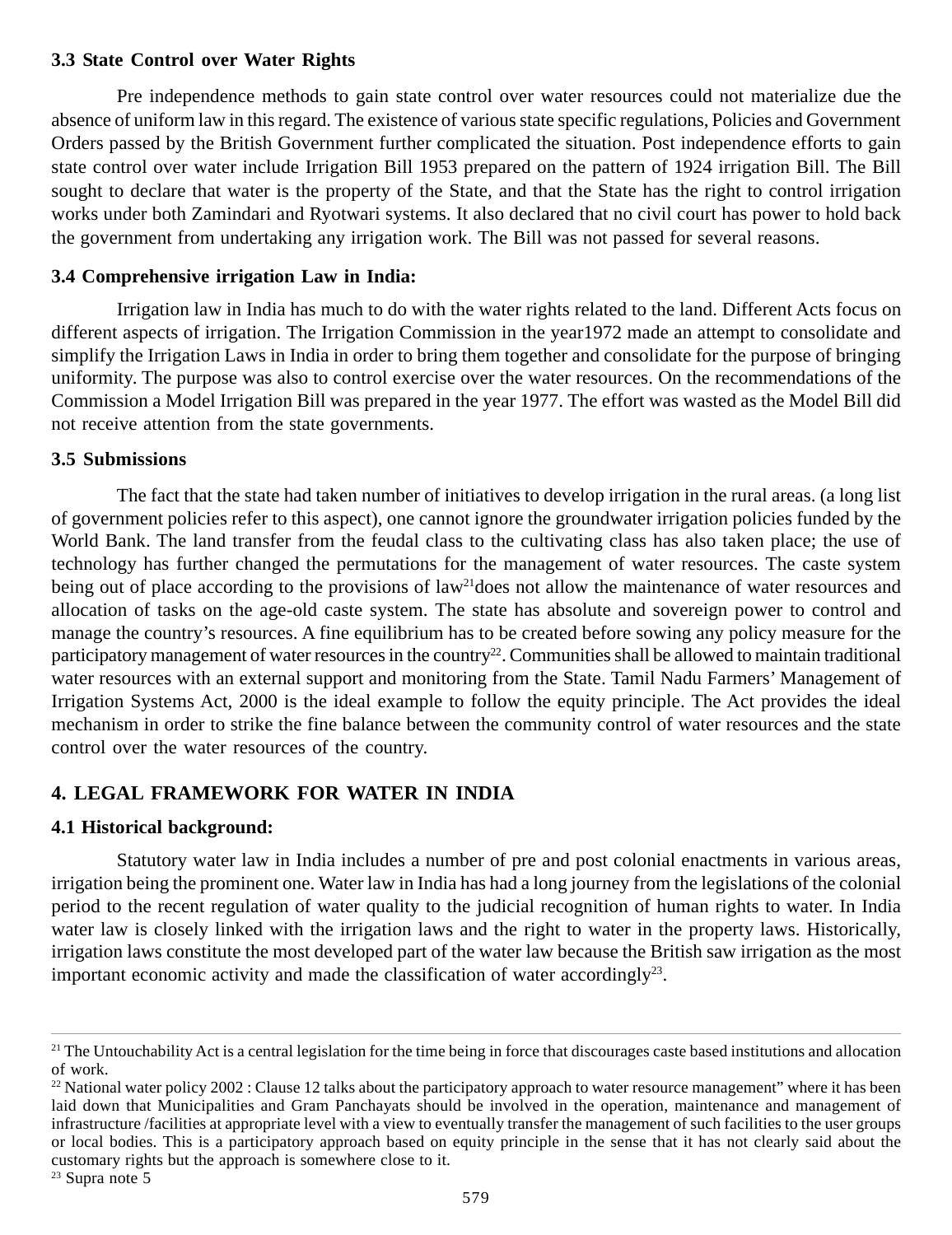### 3.3 State Control over Water Rights

Pre independence methods to gain state control over water resources could not materialize due the absence of uniform law in this regard. The existence of various state specific regulations, Policies and Government Orders passed by the British Government further complicated the situation. Post independence efforts to gain state control over water include Irrigation Bill 1953 prepared on the pattern of 1924 irrigation Bill. The Bill sought to declare that water is the property of the State, and that the State has the right to control irrigation works under both Zamindari and Ryotwari systems. It also declared that no civil court has power to hold back the government from undertaking any irrigation work. The Bill was not passed for several reasons.

### 3.4 Comprehensive irrigation Law in India:

Irrigation law in India has much to do with the water rights related to the land. Different Acts focus on different aspects of irrigation. The Irrigation Commission in the year1972 made an attempt to consolidate and simplify the Irrigation Laws in India in order to bring them together and consolidate for the purpose of bringing uniformity. The purpose was also to control exercise over the water resources. On the recommendations of the Commission a Model Irrigation Bill was prepared in the year 1977. The effort was wasted as the Model Bill did not receive attention from the state governments.

### 3.5 Submissions

The fact that the state had taken number of initiatives to develop irrigation in the rural areas. (a long list of government policies refer to this aspect), one cannot ignore the groundwater irrigation policies funded by the World Bank. The land transfer from the feudal class to the cultivating class has also taken place; the use of technology has further changed the permutations for the management of water resources. The caste system being out of place according to the provisions of law[21]does not allow the maintenance of water resources and allocation of tasks on the age-old caste system. The state has absolute and sovereign power to control and manage the country's resources. A fine equilibrium has to be created before sowing any policy measure for the participatory management of water resources in the country[22]. Communities shall be allowed to maintain traditional water resources with an external support and monitoring from the State. Tamil Nadu Farmers' Management of Irrigation Systems Act, 2000 is the ideal example to follow the equity principle. The Act provides the ideal mechanism in order to strike the fine balance between the community control of water resources and the state control over the water resources of the country.

## 4. LEGAL FRAMEWORK FOR WATER IN INDIA

### 4.1 Historical background:

Statutory water law in India includes a number of pre and post colonial enactments in various areas, irrigation being the prominent one. Water law in India has had a long journey from the legislations of the colonial period to the recent regulation of water quality to the judicial recognition of human rights to water. In India water law is closely linked with the irrigation laws and the right to water in the property laws. Historically, irrigation laws constitute the most developed part of the water law because the British saw irrigation as the most important economic activity and made the classification of water accordingly[23].

---

[21] The Untouchability Act is a central legislation for the time being in force that discourages caste based institutions and allocation of work.

[22] National water policy 2002 : Clause 12 talks about the participatory approach to water resource management" where it has been laid down that Municipalities and Gram Panchayats should be involved in the operation, maintenance and management of infrastructure /facilities at appropriate level with a view to eventually transfer the management of such facilities to the user groups or local bodies. This is a participatory approach based on equity principle in the sense that it has not clearly said about the customary rights but the approach is somewhere close to it.

[23] Supra note 5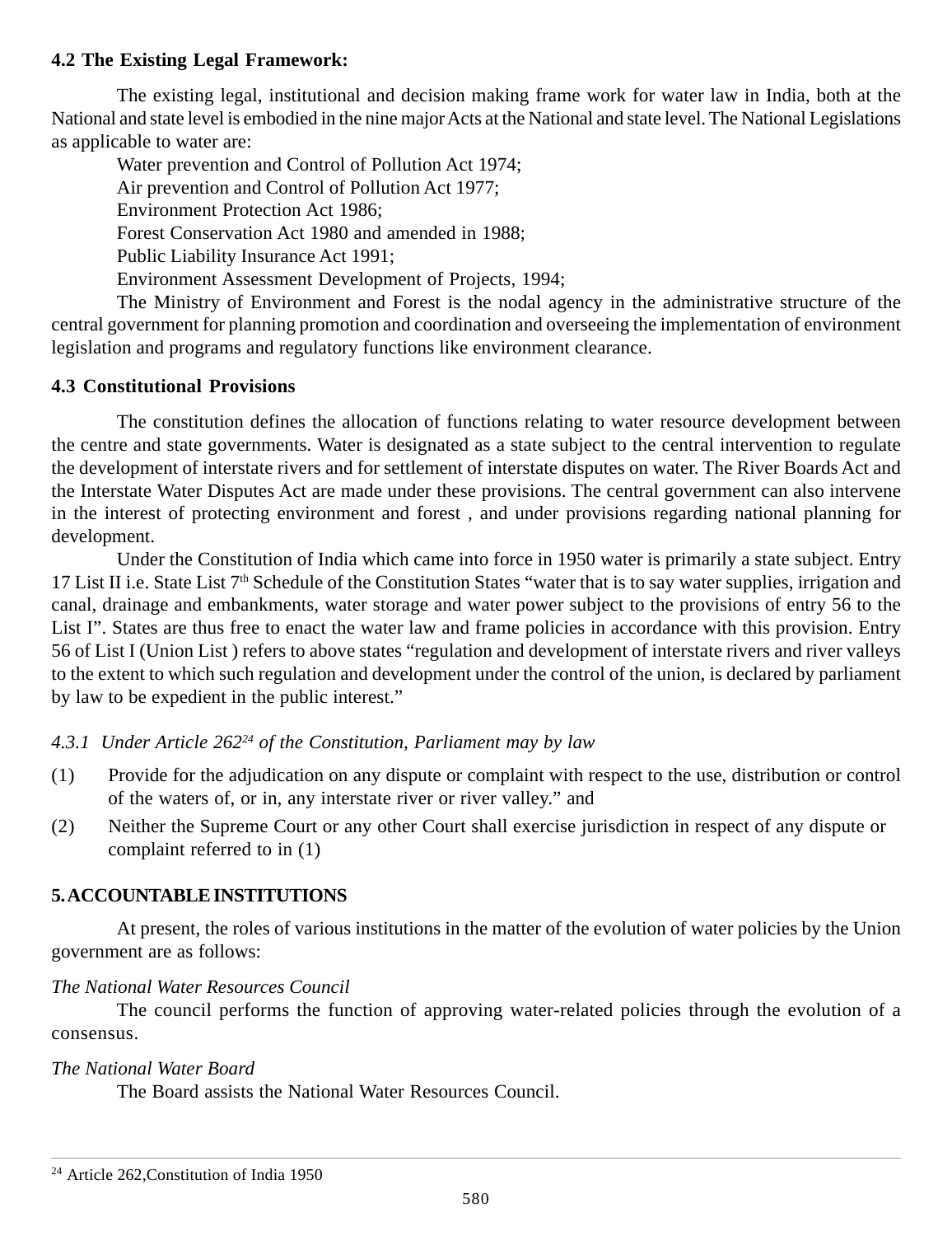### 4.2 The Existing Legal Framework:

The existing legal, institutional and decision making frame work for water law in India, both at the National and state level is embodied in the nine major Acts at the National and state level. The National Legislations as applicable to water are:

Water prevention and Control of Pollution Act 1974;

Air prevention and Control of Pollution Act 1977;

Environment Protection Act 1986;

Forest Conservation Act 1980 and amended in 1988;

Public Liability Insurance Act 1991;

Environment Assessment Development of Projects, 1994;

The Ministry of Environment and Forest is the nodal agency in the administrative structure of the central government for planning promotion and coordination and overseeing the implementation of environment legislation and programs and regulatory functions like environment clearance.

### 4.3 Constitutional Provisions

The constitution defines the allocation of functions relating to water resource development between the centre and state governments. Water is designated as a state subject to the central intervention to regulate the development of interstate rivers and for settlement of interstate disputes on water. The River Boards Act and the Interstate Water Disputes Act are made under these provisions. The central government can also intervene in the interest of protecting environment and forest , and under provisions regarding national planning for development.

Under the Constitution of India which came into force in 1950 water is primarily a state subject. Entry 17 List II i.e. State List 7th Schedule of the Constitution States "water that is to say water supplies, irrigation and canal, drainage and embankments, water storage and water power subject to the provisions of entry 56 to the List I". States are thus free to enact the water law and frame policies in accordance with this provision. Entry 56 of List I (Union List ) refers to above states "regulation and development of interstate rivers and river valleys to the extent to which such regulation and development under the control of the union, is declared by parliament by law to be expedient in the public interest."

*4.3.1 Under Article 262[24] of the Constitution, Parliament may by law*

(1) Provide for the adjudication on any dispute or complaint with respect to the use, distribution or control of the waters of, or in, any interstate river or river valley." and

(2) Neither the Supreme Court or any other Court shall exercise jurisdiction in respect of any dispute or complaint referred to in (1)

## 5. ACCOUNTABLE INSTITUTIONS

At present, the roles of various institutions in the matter of the evolution of water policies by the Union government are as follows:

*The National Water Resources Council*

The council performs the function of approving water-related policies through the evolution of a consensus.

*The National Water Board*

The Board assists the National Water Resources Council.

---

[24] Article 262,Constitution of India 1950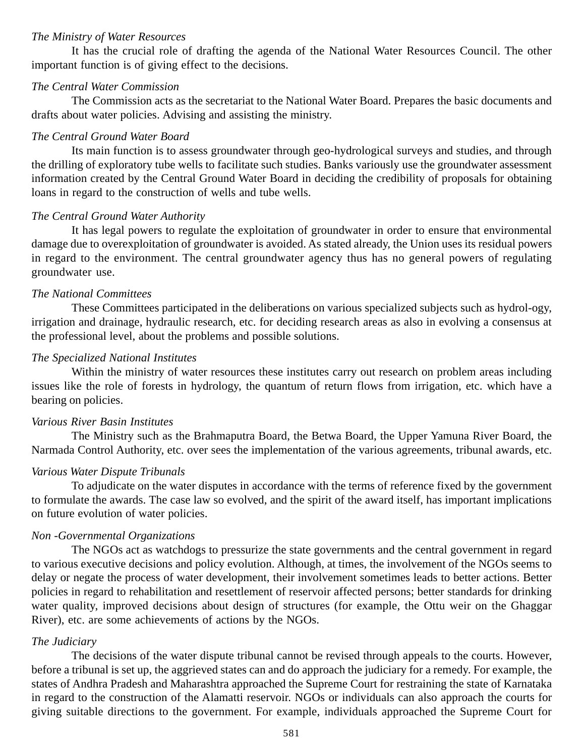*The Ministry of Water Resources*

It has the crucial role of drafting the agenda of the National Water Resources Council. The other important function is of giving effect to the decisions.

*The Central Water Commission*

The Commission acts as the secretariat to the National Water Board. Prepares the basic documents and drafts about water policies. Advising and assisting the ministry.

*The Central Ground Water Board*

Its main function is to assess groundwater through geo-hydrological surveys and studies, and through the drilling of exploratory tube wells to facilitate such studies. Banks variously use the groundwater assessment information created by the Central Ground Water Board in deciding the credibility of proposals for obtaining loans in regard to the construction of wells and tube wells.

*The Central Ground Water Authority*

It has legal powers to regulate the exploitation of groundwater in order to ensure that environmental damage due to overexploitation of groundwater is avoided. As stated already, the Union uses its residual powers in regard to the environment. The central groundwater agency thus has no general powers of regulating groundwater use.

*The National Committees*

These Committees participated in the deliberations on various specialized subjects such as hydrol-ogy, irrigation and drainage, hydraulic research, etc. for deciding research areas as also in evolving a consensus at the professional level, about the problems and possible solutions.

*The Specialized National Institutes*

Within the ministry of water resources these institutes carry out research on problem areas including issues like the role of forests in hydrology, the quantum of return flows from irrigation, etc. which have a bearing on policies.

*Various River Basin Institutes*

The Ministry such as the Brahmaputra Board, the Betwa Board, the Upper Yamuna River Board, the Narmada Control Authority, etc. over sees the implementation of the various agreements, tribunal awards, etc.

*Various Water Dispute Tribunals*

To adjudicate on the water disputes in accordance with the terms of reference fixed by the government to formulate the awards. The case law so evolved, and the spirit of the award itself, has important implications on future evolution of water policies.

*Non -Governmental Organizations*

The NGOs act as watchdogs to pressurize the state governments and the central government in regard to various executive decisions and policy evolution. Although, at times, the involvement of the NGOs seems to delay or negate the process of water development, their involvement sometimes leads to better actions. Better policies in regard to rehabilitation and resettlement of reservoir affected persons; better standards for drinking water quality, improved decisions about design of structures (for example, the Ottu weir on the Ghaggar River), etc. are some achievements of actions by the NGOs.

*The Judiciary*

The decisions of the water dispute tribunal cannot be revised through appeals to the courts. However, before a tribunal is set up, the aggrieved states can and do approach the judiciary for a remedy. For example, the states of Andhra Pradesh and Maharashtra approached the Supreme Court for restraining the state of Karnataka in regard to the construction of the Alamatti reservoir. NGOs or individuals can also approach the courts for giving suitable directions to the government. For example, individuals approached the Supreme Court for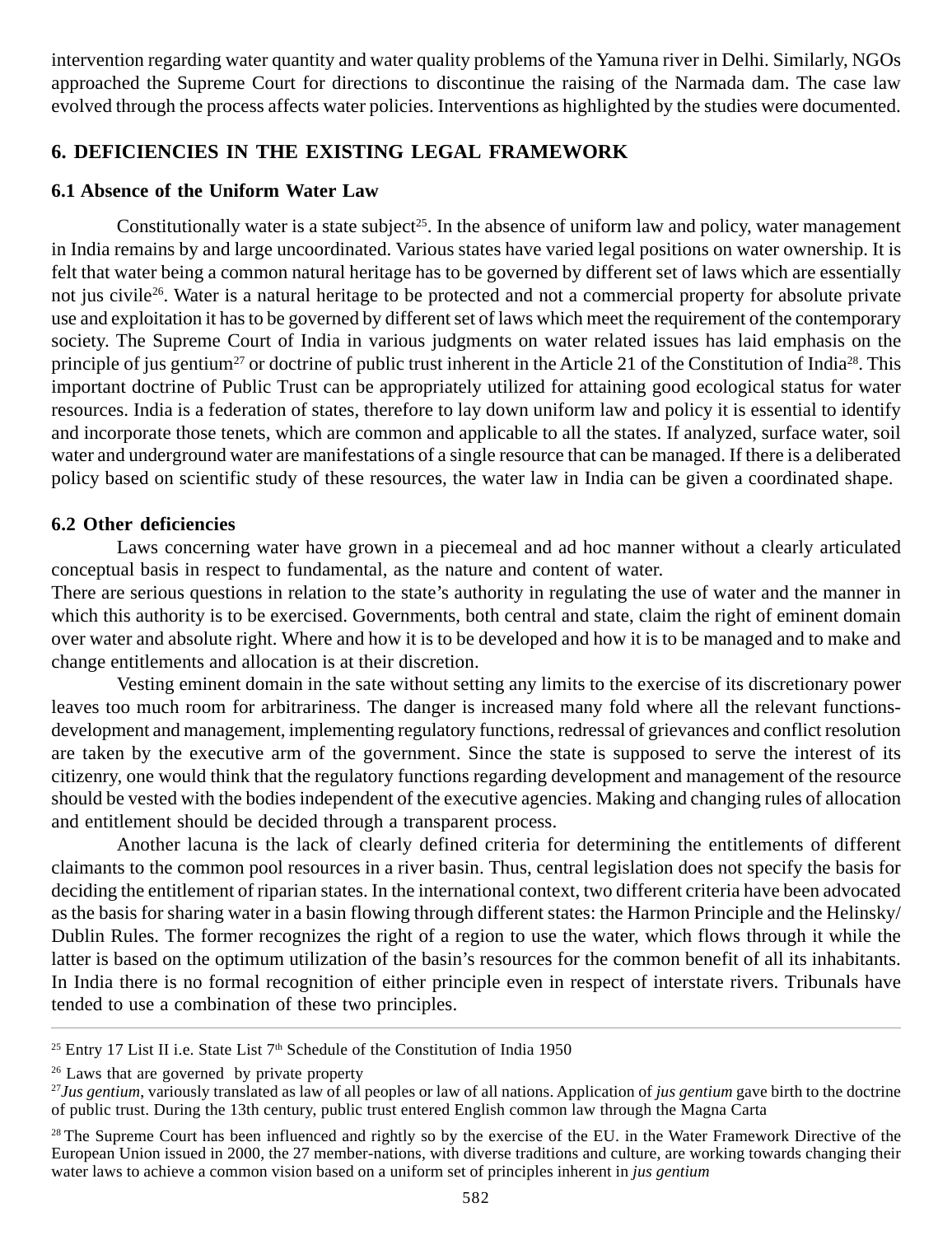intervention regarding water quantity and water quality problems of the Yamuna river in Delhi. Similarly, NGOs approached the Supreme Court for directions to discontinue the raising of the Narmada dam. The case law evolved through the process affects water policies. Interventions as highlighted by the studies were documented.

## 6. DEFICIENCIES IN THE EXISTING LEGAL FRAMEWORK

### 6.1 Absence of the Uniform Water Law

Constitutionally water is a state subject[25]. In the absence of uniform law and policy, water management in India remains by and large uncoordinated. Various states have varied legal positions on water ownership. It is felt that water being a common natural heritage has to be governed by different set of laws which are essentially not jus civile[26]. Water is a natural heritage to be protected and not a commercial property for absolute private use and exploitation it has to be governed by different set of laws which meet the requirement of the contemporary society. The Supreme Court of India in various judgments on water related issues has laid emphasis on the principle of jus gentium[27] or doctrine of public trust inherent in the Article 21 of the Constitution of India[28]. This important doctrine of Public Trust can be appropriately utilized for attaining good ecological status for water resources. India is a federation of states, therefore to lay down uniform law and policy it is essential to identify and incorporate those tenets, which are common and applicable to all the states. If analyzed, surface water, soil water and underground water are manifestations of a single resource that can be managed. If there is a deliberated policy based on scientific study of these resources, the water law in India can be given a coordinated shape.

### 6.2 Other deficiencies

Laws concerning water have grown in a piecemeal and ad hoc manner without a clearly articulated conceptual basis in respect to fundamental, as the nature and content of water.

There are serious questions in relation to the state's authority in regulating the use of water and the manner in which this authority is to be exercised. Governments, both central and state, claim the right of eminent domain over water and absolute right. Where and how it is to be developed and how it is to be managed and to make and change entitlements and allocation is at their discretion.

Vesting eminent domain in the sate without setting any limits to the exercise of its discretionary power leaves too much room for arbitrariness. The danger is increased many fold where all the relevant functions-development and management, implementing regulatory functions, redressal of grievances and conflict resolution are taken by the executive arm of the government. Since the state is supposed to serve the interest of its citizenry, one would think that the regulatory functions regarding development and management of the resource should be vested with the bodies independent of the executive agencies. Making and changing rules of allocation and entitlement should be decided through a transparent process.

Another lacuna is the lack of clearly defined criteria for determining the entitlements of different claimants to the common pool resources in a river basin. Thus, central legislation does not specify the basis for deciding the entitlement of riparian states. In the international context, two different criteria have been advocated as the basis for sharing water in a basin flowing through different states: the Harmon Principle and the Helinsky/ Dublin Rules. The former recognizes the right of a region to use the water, which flows through it while the latter is based on the optimum utilization of the basin's resources for the common benefit of all its inhabitants. In India there is no formal recognition of either principle even in respect of interstate rivers. Tribunals have tended to use a combination of these two principles.

---

[25] Entry 17 List II i.e. State List 7th Schedule of the Constitution of India 1950

[26] Laws that are governed by private property

[27] *Jus gentium*, variously translated as law of all peoples or law of all nations. Application of *jus gentium* gave birth to the doctrine of public trust. During the 13th century, public trust entered English common law through the Magna Carta

[28] The Supreme Court has been influenced and rightly so by the exercise of the EU. in the Water Framework Directive of the European Union issued in 2000, the 27 member-nations, with diverse traditions and culture, are working towards changing their water laws to achieve a common vision based on a uniform set of principles inherent in *jus gentium*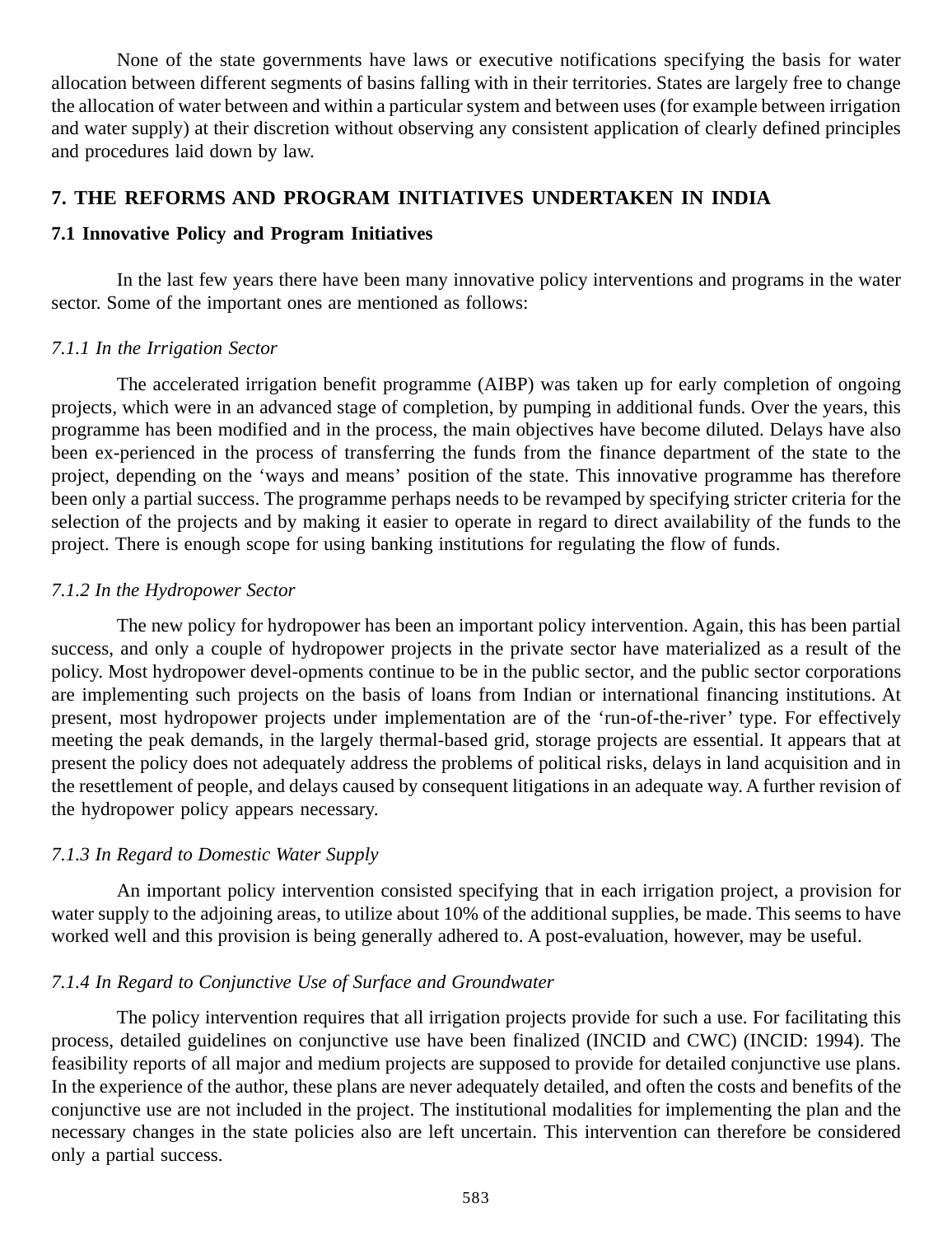None of the state governments have laws or executive notifications specifying the basis for water allocation between different segments of basins falling with in their territories. States are largely free to change the allocation of water between and within a particular system and between uses (for example between irrigation and water supply) at their discretion without observing any consistent application of clearly defined principles and procedures laid down by law.

## 7. THE REFORMS AND PROGRAM INITIATIVES UNDERTAKEN IN INDIA

### 7.1 Innovative Policy and Program Initiatives

In the last few years there have been many innovative policy interventions and programs in the water sector. Some of the important ones are mentioned as follows:

*7.1.1 In the Irrigation Sector*

The accelerated irrigation benefit programme (AIBP) was taken up for early completion of ongoing projects, which were in an advanced stage of completion, by pumping in additional funds. Over the years, this programme has been modified and in the process, the main objectives have become diluted. Delays have also been ex-perienced in the process of transferring the funds from the finance department of the state to the project, depending on the 'ways and means' position of the state. This innovative programme has therefore been only a partial success. The programme perhaps needs to be revamped by specifying stricter criteria for the selection of the projects and by making it easier to operate in regard to direct availability of the funds to the project. There is enough scope for using banking institutions for regulating the flow of funds.

*7.1.2 In the Hydropower Sector*

The new policy for hydropower has been an important policy intervention. Again, this has been partial success, and only a couple of hydropower projects in the private sector have materialized as a result of the policy. Most hydropower devel-opments continue to be in the public sector, and the public sector corporations are implementing such projects on the basis of loans from Indian or international financing institutions. At present, most hydropower projects under implementation are of the 'run-of-the-river' type. For effectively meeting the peak demands, in the largely thermal-based grid, storage projects are essential. It appears that at present the policy does not adequately address the problems of political risks, delays in land acquisition and in the resettlement of people, and delays caused by consequent litigations in an adequate way. A further revision of the hydropower policy appears necessary.

*7.1.3 In Regard to Domestic Water Supply*

An important policy intervention consisted specifying that in each irrigation project, a provision for water supply to the adjoining areas, to utilize about 10% of the additional supplies, be made. This seems to have worked well and this provision is being generally adhered to. A post-evaluation, however, may be useful.

*7.1.4 In Regard to Conjunctive Use of Surface and Groundwater*

The policy intervention requires that all irrigation projects provide for such a use. For facilitating this process, detailed guidelines on conjunctive use have been finalized (INCID and CWC) (INCID: 1994). The feasibility reports of all major and medium projects are supposed to provide for detailed conjunctive use plans. In the experience of the author, these plans are never adequately detailed, and often the costs and benefits of the conjunctive use are not included in the project. The institutional modalities for implementing the plan and the necessary changes in the state policies also are left uncertain. This intervention can therefore be considered only a partial success.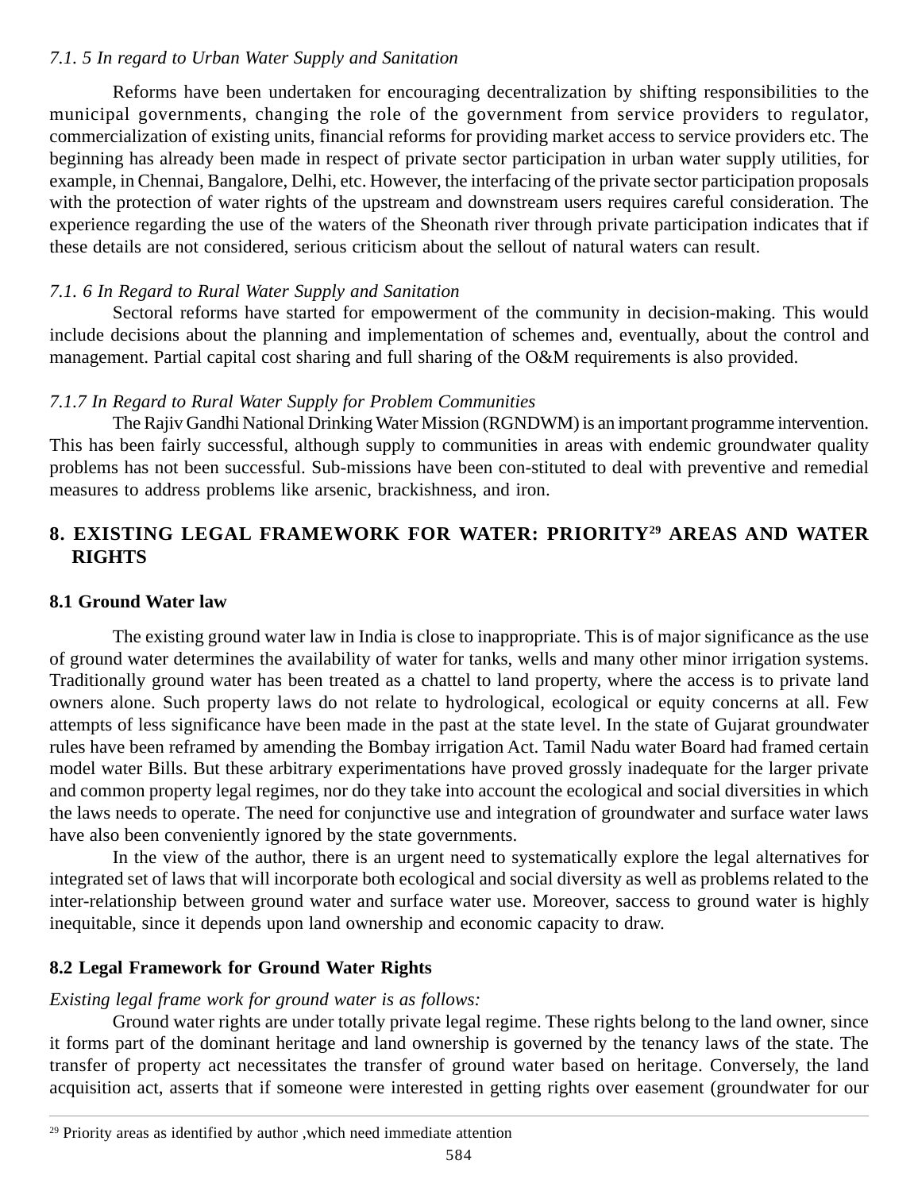*7.1. 5 In regard to Urban Water Supply and Sanitation*

Reforms have been undertaken for encouraging decentralization by shifting responsibilities to the municipal governments, changing the role of the government from service providers to regulator, commercialization of existing units, financial reforms for providing market access to service providers etc. The beginning has already been made in respect of private sector participation in urban water supply utilities, for example, in Chennai, Bangalore, Delhi, etc. However, the interfacing of the private sector participation proposals with the protection of water rights of the upstream and downstream users requires careful consideration. The experience regarding the use of the waters of the Sheonath river through private participation indicates that if these details are not considered, serious criticism about the sellout of natural waters can result.

*7.1. 6 In Regard to Rural Water Supply and Sanitation*

Sectoral reforms have started for empowerment of the community in decision-making. This would include decisions about the planning and implementation of schemes and, eventually, about the control and management. Partial capital cost sharing and full sharing of the O&M requirements is also provided.

*7.1.7 In Regard to Rural Water Supply for Problem Communities*

The Rajiv Gandhi National Drinking Water Mission (RGNDWM) is an important programme intervention. This has been fairly successful, although supply to communities in areas with endemic groundwater quality problems has not been successful. Sub-missions have been con-stituted to deal with preventive and remedial measures to address problems like arsenic, brackishness, and iron.

## 8. EXISTING LEGAL FRAMEWORK FOR WATER: PRIORITY[29] AREAS AND WATER RIGHTS

### 8.1 Ground Water law

The existing ground water law in India is close to inappropriate. This is of major significance as the use of ground water determines the availability of water for tanks, wells and many other minor irrigation systems. Traditionally ground water has been treated as a chattel to land property, where the access is to private land owners alone. Such property laws do not relate to hydrological, ecological or equity concerns at all. Few attempts of less significance have been made in the past at the state level. In the state of Gujarat groundwater rules have been reframed by amending the Bombay irrigation Act. Tamil Nadu water Board had framed certain model water Bills. But these arbitrary experimentations have proved grossly inadequate for the larger private and common property legal regimes, nor do they take into account the ecological and social diversities in which the laws needs to operate. The need for conjunctive use and integration of groundwater and surface water laws have also been conveniently ignored by the state governments.

In the view of the author, there is an urgent need to systematically explore the legal alternatives for integrated set of laws that will incorporate both ecological and social diversity as well as problems related to the inter-relationship between ground water and surface water use. Moreover, saccess to ground water is highly inequitable, since it depends upon land ownership and economic capacity to draw.

### 8.2 Legal Framework for Ground Water Rights

*Existing legal frame work for ground water is as follows:*

Ground water rights are under totally private legal regime. These rights belong to the land owner, since it forms part of the dominant heritage and land ownership is governed by the tenancy laws of the state. The transfer of property act necessitates the transfer of ground water based on heritage. Conversely, the land acquisition act, asserts that if someone were interested in getting rights over easement (groundwater for our

---

[29] Priority areas as identified by author ,which need immediate attention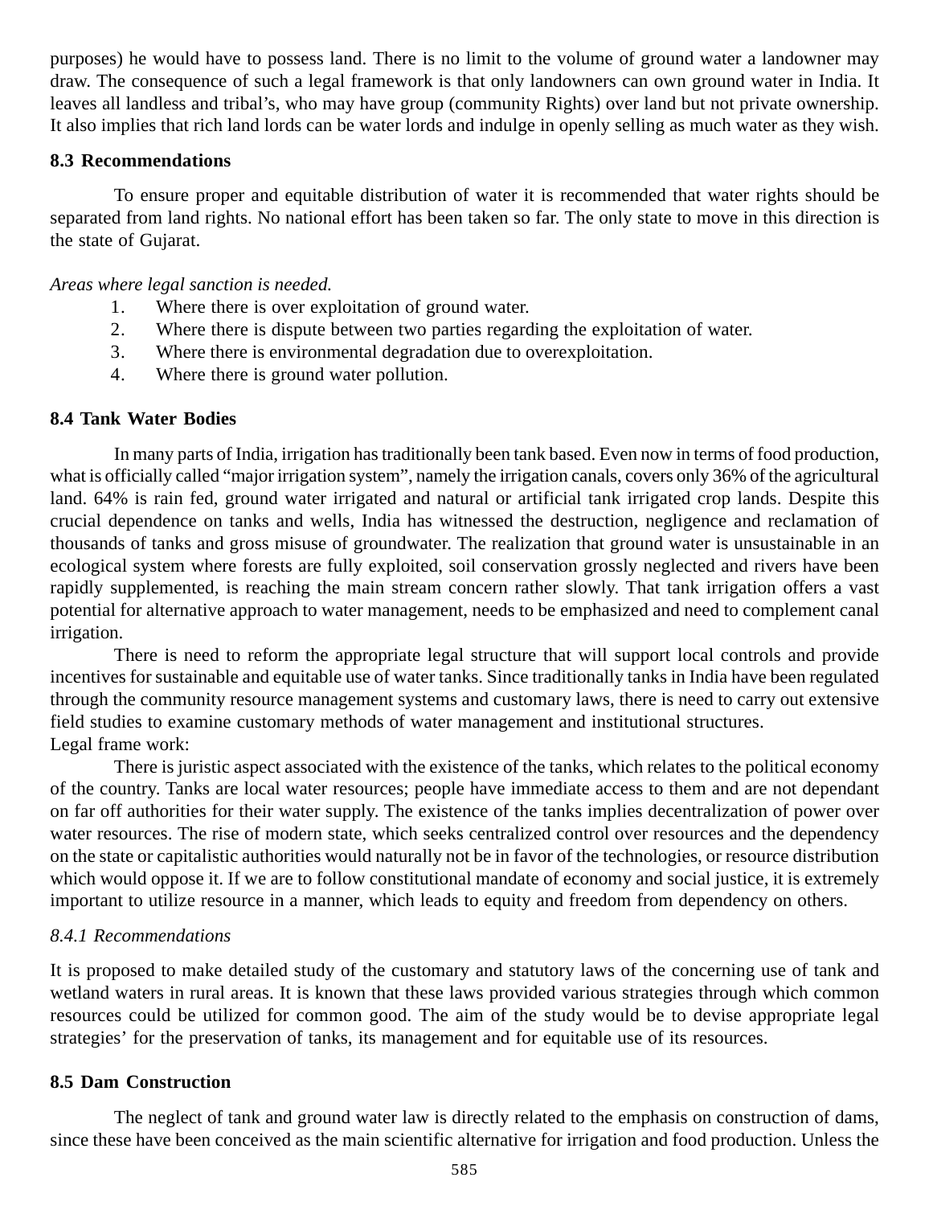purposes) he would have to possess land. There is no limit to the volume of ground water a landowner may draw. The consequence of such a legal framework is that only landowners can own ground water in India. It leaves all landless and tribal's, who may have group (community Rights) over land but not private ownership. It also implies that rich land lords can be water lords and indulge in openly selling as much water as they wish.

### 8.3 Recommendations

To ensure proper and equitable distribution of water it is recommended that water rights should be separated from land rights. No national effort has been taken so far. The only state to move in this direction is the state of Gujarat.

*Areas where legal sanction is needed.*

1. Where there is over exploitation of ground water.
2. Where there is dispute between two parties regarding the exploitation of water.
3. Where there is environmental degradation due to overexploitation.
4. Where there is ground water pollution.

### 8.4 Tank Water Bodies

In many parts of India, irrigation has traditionally been tank based. Even now in terms of food production, what is officially called "major irrigation system", namely the irrigation canals, covers only 36% of the agricultural land. 64% is rain fed, ground water irrigated and natural or artificial tank irrigated crop lands. Despite this crucial dependence on tanks and wells, India has witnessed the destruction, negligence and reclamation of thousands of tanks and gross misuse of groundwater. The realization that ground water is unsustainable in an ecological system where forests are fully exploited, soil conservation grossly neglected and rivers have been rapidly supplemented, is reaching the main stream concern rather slowly. That tank irrigation offers a vast potential for alternative approach to water management, needs to be emphasized and need to complement canal irrigation.

There is need to reform the appropriate legal structure that will support local controls and provide incentives for sustainable and equitable use of water tanks. Since traditionally tanks in India have been regulated through the community resource management systems and customary laws, there is need to carry out extensive field studies to examine customary methods of water management and institutional structures.

Legal frame work:

There is juristic aspect associated with the existence of the tanks, which relates to the political economy of the country. Tanks are local water resources; people have immediate access to them and are not dependant on far off authorities for their water supply. The existence of the tanks implies decentralization of power over water resources. The rise of modern state, which seeks centralized control over resources and the dependency on the state or capitalistic authorities would naturally not be in favor of the technologies, or resource distribution which would oppose it. If we are to follow constitutional mandate of economy and social justice, it is extremely important to utilize resource in a manner, which leads to equity and freedom from dependency on others.

#### *8.4.1 Recommendations*

It is proposed to make detailed study of the customary and statutory laws of the concerning use of tank and wetland waters in rural areas. It is known that these laws provided various strategies through which common resources could be utilized for common good. The aim of the study would be to devise appropriate legal strategies' for the preservation of tanks, its management and for equitable use of its resources.

### 8.5 Dam Construction

The neglect of tank and ground water law is directly related to the emphasis on construction of dams, since these have been conceived as the main scientific alternative for irrigation and food production. Unless the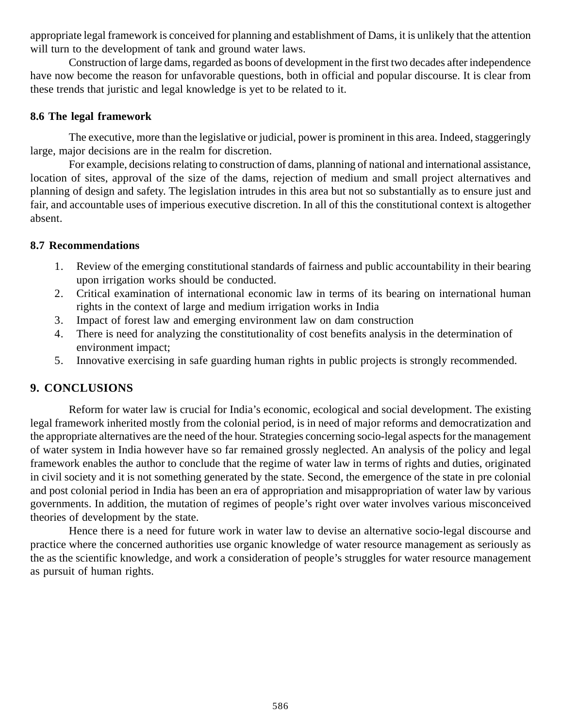appropriate legal framework is conceived for planning and establishment of Dams, it is unlikely that the attention will turn to the development of tank and ground water laws.

Construction of large dams, regarded as boons of development in the first two decades after independence have now become the reason for unfavorable questions, both in official and popular discourse. It is clear from these trends that juristic and legal knowledge is yet to be related to it.

### 8.6 The legal framework

The executive, more than the legislative or judicial, power is prominent in this area. Indeed, staggeringly large, major decisions are in the realm for discretion.

For example, decisions relating to construction of dams, planning of national and international assistance, location of sites, approval of the size of the dams, rejection of medium and small project alternatives and planning of design and safety. The legislation intrudes in this area but not so substantially as to ensure just and fair, and accountable uses of imperious executive discretion. In all of this the constitutional context is altogether absent.

### 8.7 Recommendations

1. Review of the emerging constitutional standards of fairness and public accountability in their bearing upon irrigation works should be conducted.
2. Critical examination of international economic law in terms of its bearing on international human rights in the context of large and medium irrigation works in India
3. Impact of forest law and emerging environment law on dam construction
4. There is need for analyzing the constitutionality of cost benefits analysis in the determination of environment impact;
5. Innovative exercising in safe guarding human rights in public projects is strongly recommended.

## 9. CONCLUSIONS

Reform for water law is crucial for India's economic, ecological and social development. The existing legal framework inherited mostly from the colonial period, is in need of major reforms and democratization and the appropriate alternatives are the need of the hour. Strategies concerning socio-legal aspects for the management of water system in India however have so far remained grossly neglected. An analysis of the policy and legal framework enables the author to conclude that the regime of water law in terms of rights and duties, originated in civil society and it is not something generated by the state. Second, the emergence of the state in pre colonial and post colonial period in India has been an era of appropriation and misappropriation of water law by various governments. In addition, the mutation of regimes of people's right over water involves various misconceived theories of development by the state.

Hence there is a need for future work in water law to devise an alternative socio-legal discourse and practice where the concerned authorities use organic knowledge of water resource management as seriously as the as the scientific knowledge, and work a consideration of people's struggles for water resource management as pursuit of human rights.